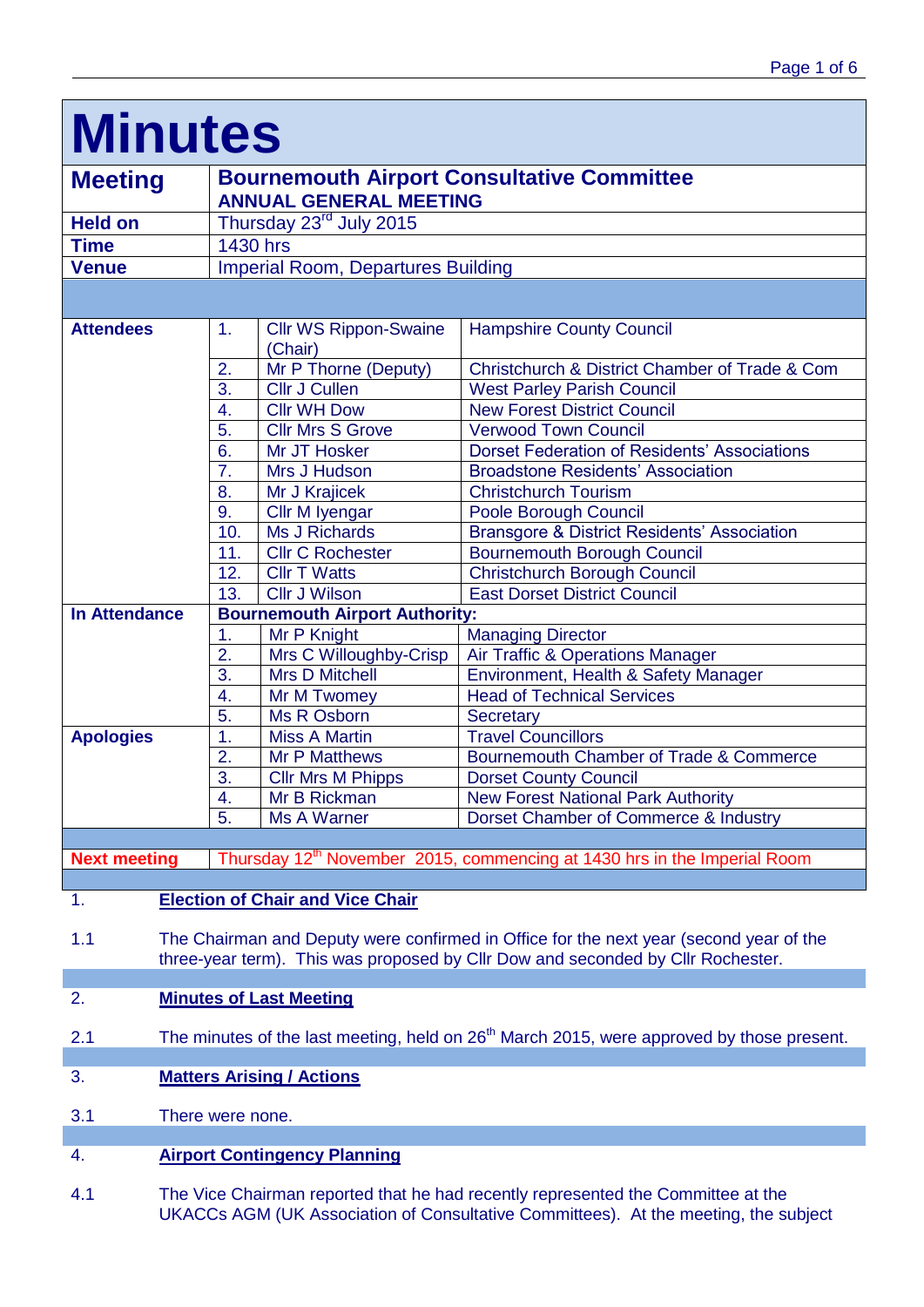# Minutes

| | | |
|---|---|---|
| **Meeting** | **Bournemouth Airport Consultative Committee** **ANNUAL GENERAL MEETING** | |
| **Held on** | Thursday 23rd July 2015 | |
| **Time** | 1430 hrs | |
| **Venue** | Imperial Room, Departures Building | |

| | | | |
|---|---|---|---|
| **Attendees** | 1. | Cllr WS Rippon-Swaine (Chair) | Hampshire County Council |
| | 2. | Mr P Thorne (Deputy) | Christchurch & District Chamber of Trade & Com |
| | 3. | Cllr J Cullen | West Parley Parish Council |
| | 4. | Cllr WH Dow | New Forest District Council |
| | 5. | Cllr Mrs S Grove | Verwood Town Council |
| | 6. | Mr JT Hosker | Dorset Federation of Residents' Associations |
| | 7. | Mrs J Hudson | Broadstone Residents' Association |
| | 8. | Mr J Krajicek | Christchurch Tourism |
| | 9. | Cllr M Iyengar | Poole Borough Council |
| | 10. | Ms J Richards | Bransgore & District Residents' Association |
| | 11. | Cllr C Rochester | Bournemouth Borough Council |
| | 12. | Cllr T Watts | Christchurch Borough Council |
| | 13. | Cllr J Wilson | East Dorset District Council |
| **In Attendance** | **Bournemouth Airport Authority:** | | |
| | 1. | Mr P Knight | Managing Director |
| | 2. | Mrs C Willoughby-Crisp | Air Traffic & Operations Manager |
| | 3. | Mrs D Mitchell | Environment, Health & Safety Manager |
| | 4. | Mr M Twomey | Head of Technical Services |
| | 5. | Ms R Osborn | Secretary |
| **Apologies** | 1. | Miss A Martin | Travel Councillors |
| | 2. | Mr P Matthews | Bournemouth Chamber of Trade & Commerce |
| | 3. | Cllr Mrs M Phipps | Dorset County Council |
| | 4. | Mr B Rickman | New Forest National Park Authority |
| | 5. | Ms A Warner | Dorset Chamber of Commerce & Industry |
| **Next meeting** | Thursday 12th November 2015, commencing at 1430 hrs in the Imperial Room | | |

1. **Election of Chair and Vice Chair**

1.1 The Chairman and Deputy were confirmed in Office for the next year (second year of the three-year term). This was proposed by Cllr Dow and seconded by Cllr Rochester.

2. **Minutes of Last Meeting**

2.1 The minutes of the last meeting, held on 26th March 2015, were approved by those present.

3. **Matters Arising / Actions**

3.1 There were none.

4. **Airport Contingency Planning**

4.1 The Vice Chairman reported that he had recently represented the Committee at the UKACCs AGM (UK Association of Consultative Committees). At the meeting, the subject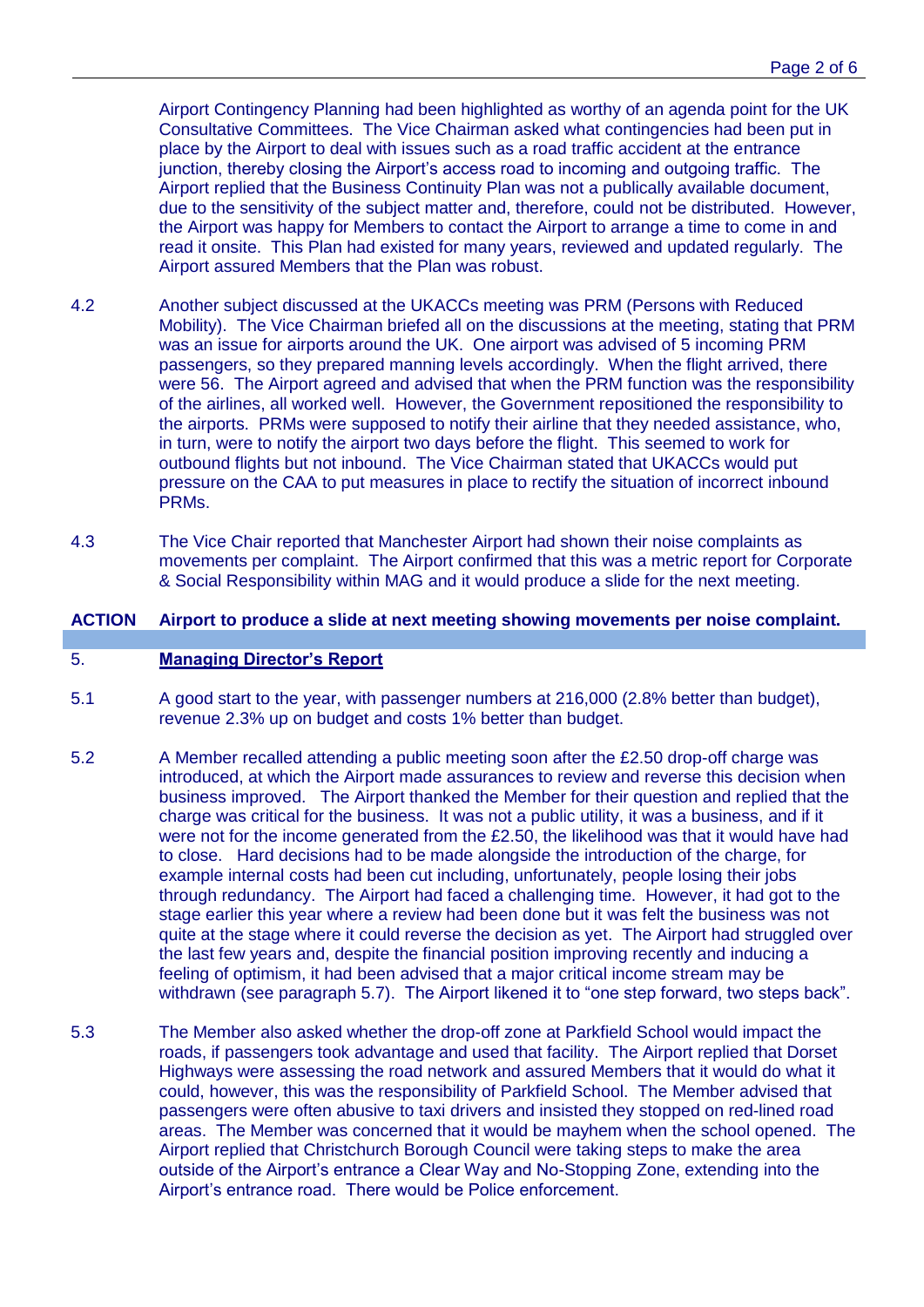Airport Contingency Planning had been highlighted as worthy of an agenda point for the UK Consultative Committees. The Vice Chairman asked what contingencies had been put in place by the Airport to deal with issues such as a road traffic accident at the entrance junction, thereby closing the Airport's access road to incoming and outgoing traffic. The Airport replied that the Business Continuity Plan was not a publically available document, due to the sensitivity of the subject matter and, therefore, could not be distributed. However, the Airport was happy for Members to contact the Airport to arrange a time to come in and read it onsite. This Plan had existed for many years, reviewed and updated regularly. The Airport assured Members that the Plan was robust.

4.2 Another subject discussed at the UKACCs meeting was PRM (Persons with Reduced Mobility). The Vice Chairman briefed all on the discussions at the meeting, stating that PRM was an issue for airports around the UK. One airport was advised of 5 incoming PRM passengers, so they prepared manning levels accordingly. When the flight arrived, there were 56. The Airport agreed and advised that when the PRM function was the responsibility of the airlines, all worked well. However, the Government repositioned the responsibility to the airports. PRMs were supposed to notify their airline that they needed assistance, who, in turn, were to notify the airport two days before the flight. This seemed to work for outbound flights but not inbound. The Vice Chairman stated that UKACCs would put pressure on the CAA to put measures in place to rectify the situation of incorrect inbound PRMs.

4.3 The Vice Chair reported that Manchester Airport had shown their noise complaints as movements per complaint. The Airport confirmed that this was a metric report for Corporate & Social Responsibility within MAG and it would produce a slide for the next meeting.

**ACTION Airport to produce a slide at next meeting showing movements per noise complaint.**

## 5. Managing Director's Report

5.1 A good start to the year, with passenger numbers at 216,000 (2.8% better than budget), revenue 2.3% up on budget and costs 1% better than budget.

5.2 A Member recalled attending a public meeting soon after the £2.50 drop-off charge was introduced, at which the Airport made assurances to review and reverse this decision when business improved. The Airport thanked the Member for their question and replied that the charge was critical for the business. It was not a public utility, it was a business, and if it were not for the income generated from the £2.50, the likelihood was that it would have had to close. Hard decisions had to be made alongside the introduction of the charge, for example internal costs had been cut including, unfortunately, people losing their jobs through redundancy. The Airport had faced a challenging time. However, it had got to the stage earlier this year where a review had been done but it was felt the business was not quite at the stage where it could reverse the decision as yet. The Airport had struggled over the last few years and, despite the financial position improving recently and inducing a feeling of optimism, it had been advised that a major critical income stream may be withdrawn (see paragraph 5.7). The Airport likened it to "one step forward, two steps back".

5.3 The Member also asked whether the drop-off zone at Parkfield School would impact the roads, if passengers took advantage and used that facility. The Airport replied that Dorset Highways were assessing the road network and assured Members that it would do what it could, however, this was the responsibility of Parkfield School. The Member advised that passengers were often abusive to taxi drivers and insisted they stopped on red-lined road areas. The Member was concerned that it would be mayhem when the school opened. The Airport replied that Christchurch Borough Council were taking steps to make the area outside of the Airport's entrance a Clear Way and No-Stopping Zone, extending into the Airport's entrance road. There would be Police enforcement.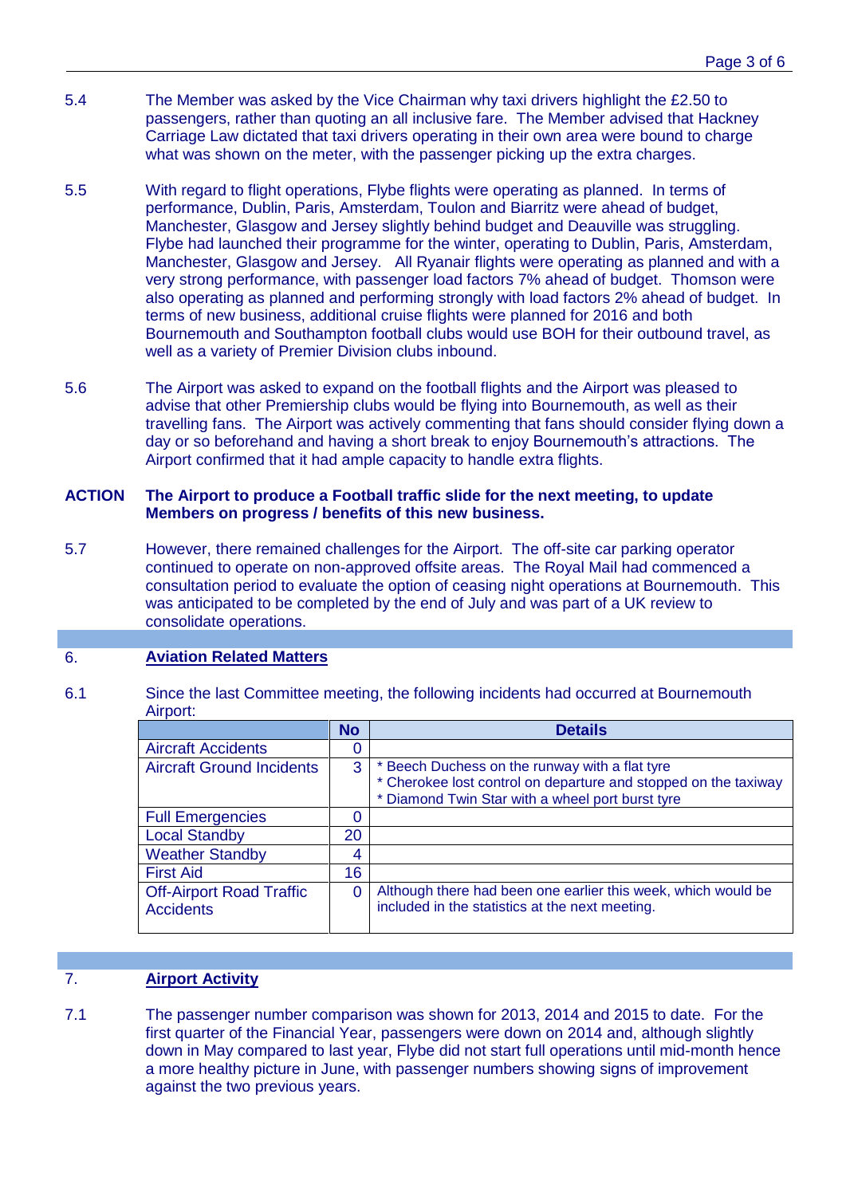5.4 The Member was asked by the Vice Chairman why taxi drivers highlight the £2.50 to passengers, rather than quoting an all inclusive fare. The Member advised that Hackney Carriage Law dictated that taxi drivers operating in their own area were bound to charge what was shown on the meter, with the passenger picking up the extra charges.

5.5 With regard to flight operations, Flybe flights were operating as planned. In terms of performance, Dublin, Paris, Amsterdam, Toulon and Biarritz were ahead of budget, Manchester, Glasgow and Jersey slightly behind budget and Deauville was struggling. Flybe had launched their programme for the winter, operating to Dublin, Paris, Amsterdam, Manchester, Glasgow and Jersey. All Ryanair flights were operating as planned and with a very strong performance, with passenger load factors 7% ahead of budget. Thomson were also operating as planned and performing strongly with load factors 2% ahead of budget. In terms of new business, additional cruise flights were planned for 2016 and both Bournemouth and Southampton football clubs would use BOH for their outbound travel, as well as a variety of Premier Division clubs inbound.

5.6 The Airport was asked to expand on the football flights and the Airport was pleased to advise that other Premiership clubs would be flying into Bournemouth, as well as their travelling fans. The Airport was actively commenting that fans should consider flying down a day or so beforehand and having a short break to enjoy Bournemouth's attractions. The Airport confirmed that it had ample capacity to handle extra flights.

**ACTION The Airport to produce a Football traffic slide for the next meeting, to update Members on progress / benefits of this new business.**

5.7 However, there remained challenges for the Airport. The off-site car parking operator continued to operate on non-approved offsite areas. The Royal Mail had commenced a consultation period to evaluate the option of ceasing night operations at Bournemouth. This was anticipated to be completed by the end of July and was part of a UK review to consolidate operations.

## 6. Aviation Related Matters

6.1 Since the last Committee meeting, the following incidents had occurred at Bournemouth Airport:

| | No | Details |
|---|---|---|
| Aircraft Accidents | 0 | |
| Aircraft Ground Incidents | 3 | * Beech Duchess on the runway with a flat tyre<br>* Cherokee lost control on departure and stopped on the taxiway<br>* Diamond Twin Star with a wheel port burst tyre |
| Full Emergencies | 0 | |
| Local Standby | 20 | |
| Weather Standby | 4 | |
| First Aid | 16 | |
| Off-Airport Road Traffic Accidents | 0 | Although there had been one earlier this week, which would be included in the statistics at the next meeting. |

## 7. Airport Activity

7.1 The passenger number comparison was shown for 2013, 2014 and 2015 to date. For the first quarter of the Financial Year, passengers were down on 2014 and, although slightly down in May compared to last year, Flybe did not start full operations until mid-month hence a more healthy picture in June, with passenger numbers showing signs of improvement against the two previous years.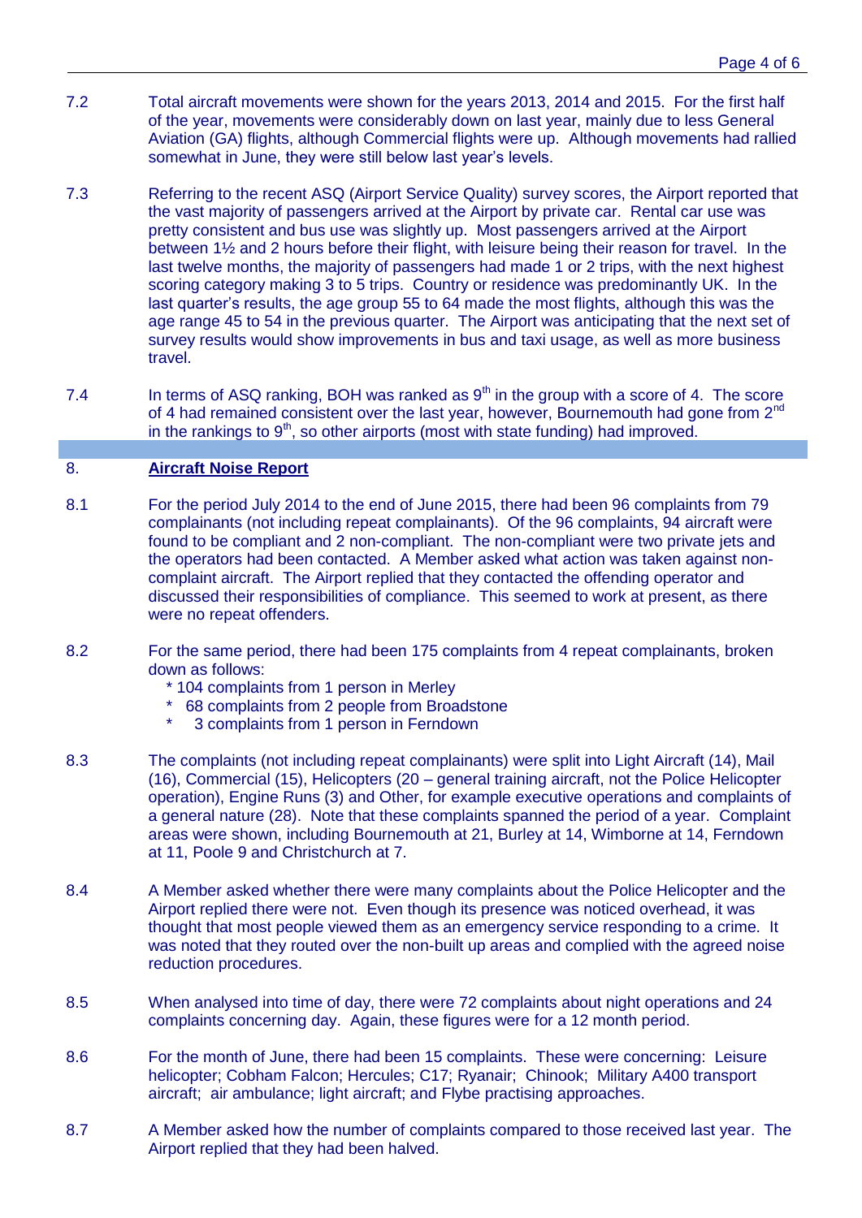7.2 Total aircraft movements were shown for the years 2013, 2014 and 2015. For the first half of the year, movements were considerably down on last year, mainly due to less General Aviation (GA) flights, although Commercial flights were up. Although movements had rallied somewhat in June, they were still below last year's levels.

7.3 Referring to the recent ASQ (Airport Service Quality) survey scores, the Airport reported that the vast majority of passengers arrived at the Airport by private car. Rental car use was pretty consistent and bus use was slightly up. Most passengers arrived at the Airport between 1½ and 2 hours before their flight, with leisure being their reason for travel. In the last twelve months, the majority of passengers had made 1 or 2 trips, with the next highest scoring category making 3 to 5 trips. Country or residence was predominantly UK. In the last quarter's results, the age group 55 to 64 made the most flights, although this was the age range 45 to 54 in the previous quarter. The Airport was anticipating that the next set of survey results would show improvements in bus and taxi usage, as well as more business travel.

7.4 In terms of ASQ ranking, BOH was ranked as 9th in the group with a score of 4. The score of 4 had remained consistent over the last year, however, Bournemouth had gone from 2nd in the rankings to 9th, so other airports (most with state funding) had improved.

## 8. Aircraft Noise Report

8.1 For the period July 2014 to the end of June 2015, there had been 96 complaints from 79 complainants (not including repeat complainants). Of the 96 complaints, 94 aircraft were found to be compliant and 2 non-compliant. The non-compliant were two private jets and the operators had been contacted. A Member asked what action was taken against non-complaint aircraft. The Airport replied that they contacted the offending operator and discussed their responsibilities of compliance. This seemed to work at present, as there were no repeat offenders.

8.2 For the same period, there had been 175 complaints from 4 repeat complainants, broken down as follows:

- 104 complaints from 1 person in Merley
- 68 complaints from 2 people from Broadstone
- 3 complaints from 1 person in Ferndown

8.3 The complaints (not including repeat complainants) were split into Light Aircraft (14), Mail (16), Commercial (15), Helicopters (20 – general training aircraft, not the Police Helicopter operation), Engine Runs (3) and Other, for example executive operations and complaints of a general nature (28). Note that these complaints spanned the period of a year. Complaint areas were shown, including Bournemouth at 21, Burley at 14, Wimborne at 14, Ferndown at 11, Poole 9 and Christchurch at 7.

8.4 A Member asked whether there were many complaints about the Police Helicopter and the Airport replied there were not. Even though its presence was noticed overhead, it was thought that most people viewed them as an emergency service responding to a crime. It was noted that they routed over the non-built up areas and complied with the agreed noise reduction procedures.

8.5 When analysed into time of day, there were 72 complaints about night operations and 24 complaints concerning day. Again, these figures were for a 12 month period.

8.6 For the month of June, there had been 15 complaints. These were concerning: Leisure helicopter; Cobham Falcon; Hercules; C17; Ryanair; Chinook; Military A400 transport aircraft; air ambulance; light aircraft; and Flybe practising approaches.

8.7 A Member asked how the number of complaints compared to those received last year. The Airport replied that they had been halved.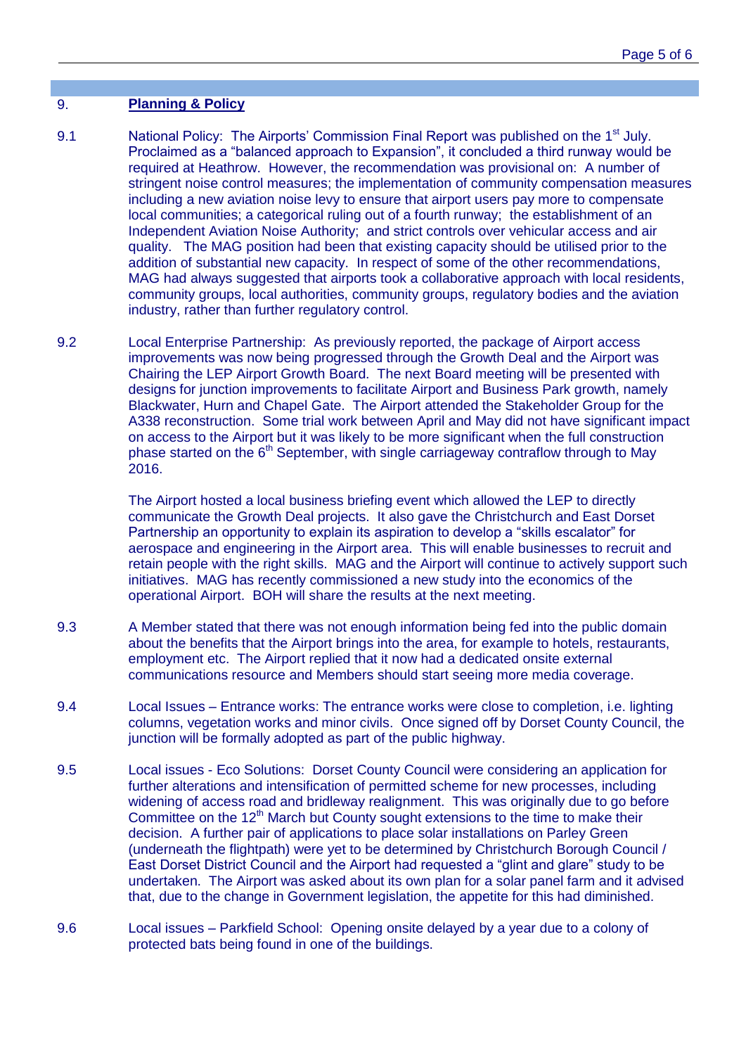## 9. **Planning & Policy**

9.1 National Policy: The Airports' Commission Final Report was published on the 1st July. Proclaimed as a "balanced approach to Expansion", it concluded a third runway would be required at Heathrow. However, the recommendation was provisional on: A number of stringent noise control measures; the implementation of community compensation measures including a new aviation noise levy to ensure that airport users pay more to compensate local communities; a categorical ruling out of a fourth runway; the establishment of an Independent Aviation Noise Authority; and strict controls over vehicular access and air quality. The MAG position had been that existing capacity should be utilised prior to the addition of substantial new capacity. In respect of some of the other recommendations, MAG had always suggested that airports took a collaborative approach with local residents, community groups, local authorities, community groups, regulatory bodies and the aviation industry, rather than further regulatory control.

9.2 Local Enterprise Partnership: As previously reported, the package of Airport access improvements was now being progressed through the Growth Deal and the Airport was Chairing the LEP Airport Growth Board. The next Board meeting will be presented with designs for junction improvements to facilitate Airport and Business Park growth, namely Blackwater, Hurn and Chapel Gate. The Airport attended the Stakeholder Group for the A338 reconstruction. Some trial work between April and May did not have significant impact on access to the Airport but it was likely to be more significant when the full construction phase started on the 6th September, with single carriageway contraflow through to May 2016.

The Airport hosted a local business briefing event which allowed the LEP to directly communicate the Growth Deal projects. It also gave the Christchurch and East Dorset Partnership an opportunity to explain its aspiration to develop a "skills escalator" for aerospace and engineering in the Airport area. This will enable businesses to recruit and retain people with the right skills. MAG and the Airport will continue to actively support such initiatives. MAG has recently commissioned a new study into the economics of the operational Airport. BOH will share the results at the next meeting.

9.3 A Member stated that there was not enough information being fed into the public domain about the benefits that the Airport brings into the area, for example to hotels, restaurants, employment etc. The Airport replied that it now had a dedicated onsite external communications resource and Members should start seeing more media coverage.

9.4 Local Issues – Entrance works: The entrance works were close to completion, i.e. lighting columns, vegetation works and minor civils. Once signed off by Dorset County Council, the junction will be formally adopted as part of the public highway.

9.5 Local issues - Eco Solutions: Dorset County Council were considering an application for further alterations and intensification of permitted scheme for new processes, including widening of access road and bridleway realignment. This was originally due to go before Committee on the 12th March but County sought extensions to the time to make their decision. A further pair of applications to place solar installations on Parley Green (underneath the flightpath) were yet to be determined by Christchurch Borough Council / East Dorset District Council and the Airport had requested a "glint and glare" study to be undertaken. The Airport was asked about its own plan for a solar panel farm and it advised that, due to the change in Government legislation, the appetite for this had diminished.

9.6 Local issues – Parkfield School: Opening onsite delayed by a year due to a colony of protected bats being found in one of the buildings.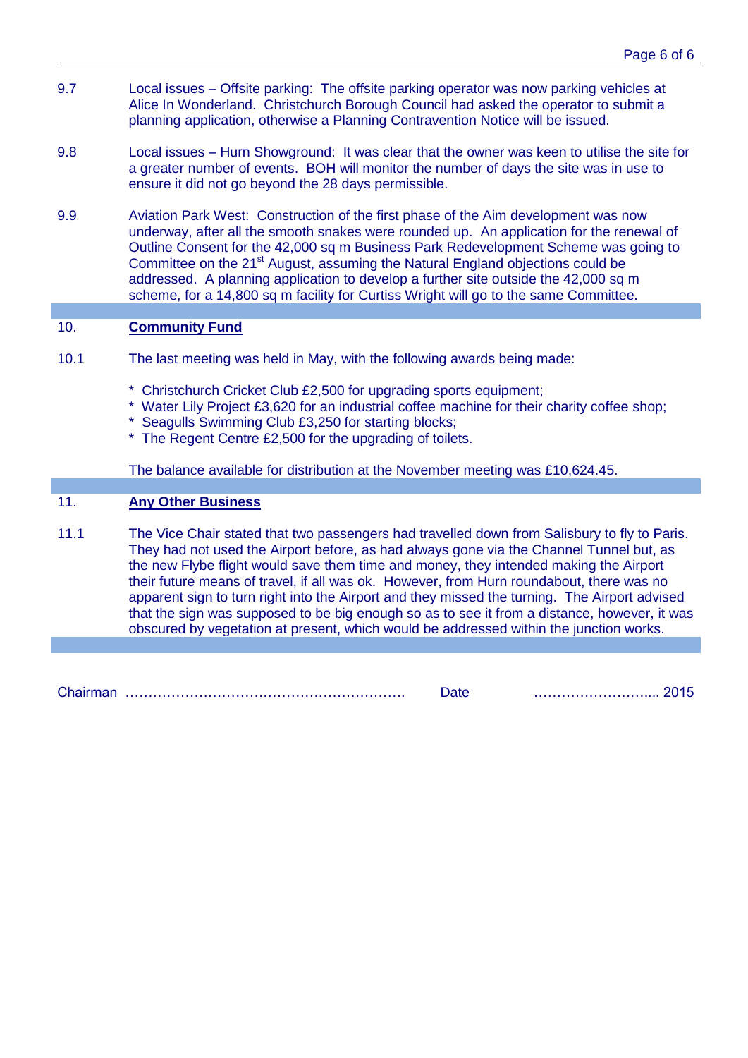9.7 Local issues – Offsite parking: The offsite parking operator was now parking vehicles at Alice In Wonderland. Christchurch Borough Council had asked the operator to submit a planning application, otherwise a Planning Contravention Notice will be issued.

9.8 Local issues – Hurn Showground: It was clear that the owner was keen to utilise the site for a greater number of events. BOH will monitor the number of days the site was in use to ensure it did not go beyond the 28 days permissible.

9.9 Aviation Park West: Construction of the first phase of the Aim development was now underway, after all the smooth snakes were rounded up. An application for the renewal of Outline Consent for the 42,000 sq m Business Park Redevelopment Scheme was going to Committee on the 21st August, assuming the Natural England objections could be addressed. A planning application to develop a further site outside the 42,000 sq m scheme, for a 14,800 sq m facility for Curtiss Wright will go to the same Committee.

## 10. Community Fund

10.1 The last meeting was held in May, with the following awards being made:

* Christchurch Cricket Club £2,500 for upgrading sports equipment;
* Water Lily Project £3,620 for an industrial coffee machine for their charity coffee shop;
* Seagulls Swimming Club £3,250 for starting blocks;
* The Regent Centre £2,500 for the upgrading of toilets.

The balance available for distribution at the November meeting was £10,624.45.

## 11. Any Other Business

11.1 The Vice Chair stated that two passengers had travelled down from Salisbury to fly to Paris. They had not used the Airport before, as had always gone via the Channel Tunnel but, as the new Flybe flight would save them time and money, they intended making the Airport their future means of travel, if all was ok. However, from Hurn roundabout, there was no apparent sign to turn right into the Airport and they missed the turning. The Airport advised that the sign was supposed to be big enough so as to see it from a distance, however, it was obscured by vegetation at present, which would be addressed within the junction works.

Chairman …………………………………………………. Date …………………….... 2015